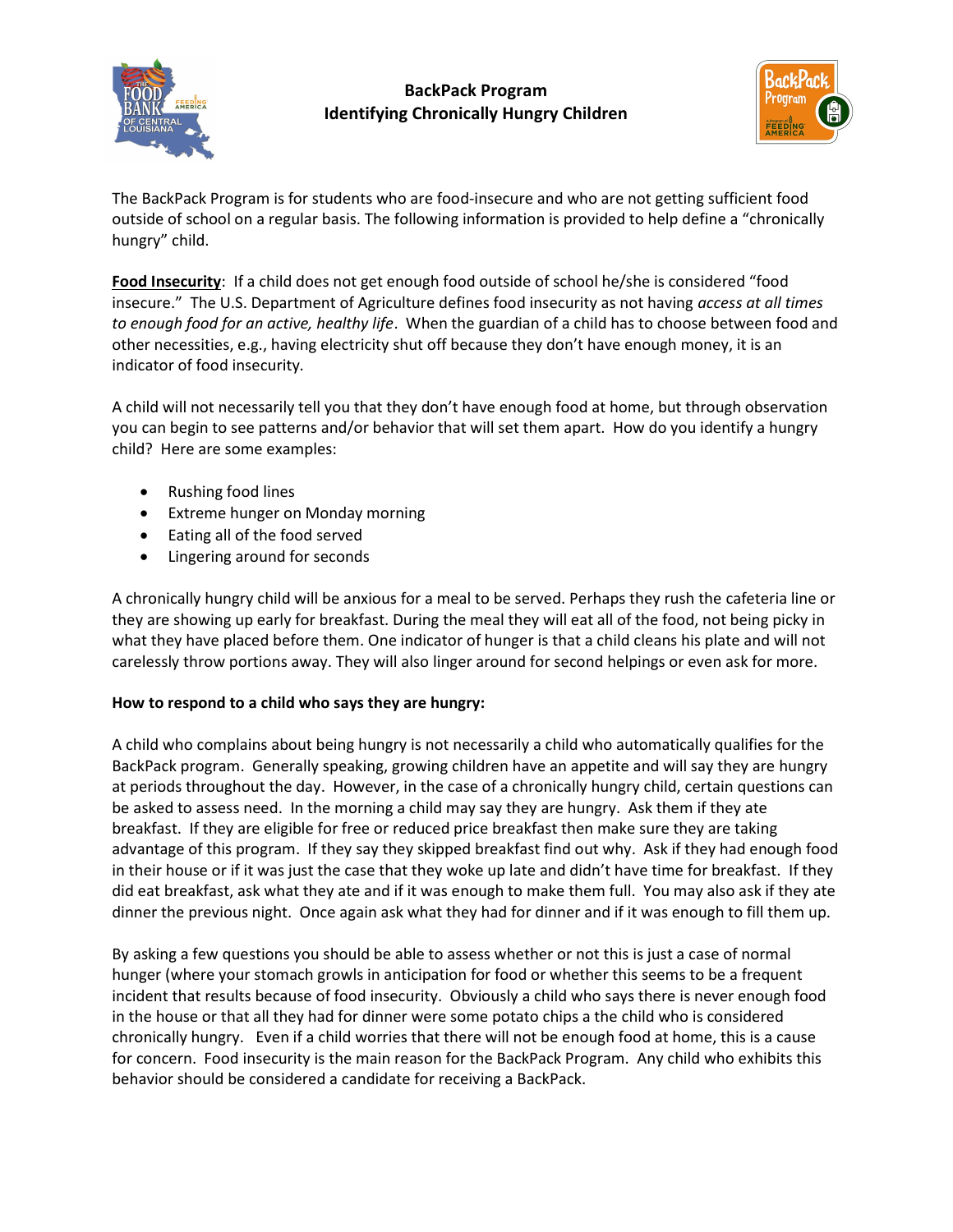# BackPack Program
## Identifying Chronically Hungry Children

The BackPack Program is for students who are food-insecure and who are not getting sufficient food outside of school on a regular basis. The following information is provided to help define a "chronically hungry" child.

**Food Insecurity**: If a child does not get enough food outside of school he/she is considered "food insecure." The U.S. Department of Agriculture defines food insecurity as not having *access at all times to enough food for an active, healthy life*. When the guardian of a child has to choose between food and other necessities, e.g., having electricity shut off because they don't have enough money, it is an indicator of food insecurity.

A child will not necessarily tell you that they don't have enough food at home, but through observation you can begin to see patterns and/or behavior that will set them apart. How do you identify a hungry child? Here are some examples:

- Rushing food lines
- Extreme hunger on Monday morning
- Eating all of the food served
- Lingering around for seconds

A chronically hungry child will be anxious for a meal to be served. Perhaps they rush the cafeteria line or they are showing up early for breakfast. During the meal they will eat all of the food, not being picky in what they have placed before them. One indicator of hunger is that a child cleans his plate and will not carelessly throw portions away. They will also linger around for second helpings or even ask for more.

**How to respond to a child who says they are hungry:**

A child who complains about being hungry is not necessarily a child who automatically qualifies for the BackPack program. Generally speaking, growing children have an appetite and will say they are hungry at periods throughout the day. However, in the case of a chronically hungry child, certain questions can be asked to assess need. In the morning a child may say they are hungry. Ask them if they ate breakfast. If they are eligible for free or reduced price breakfast then make sure they are taking advantage of this program. If they say they skipped breakfast find out why. Ask if they had enough food in their house or if it was just the case that they woke up late and didn't have time for breakfast. If they did eat breakfast, ask what they ate and if it was enough to make them full. You may also ask if they ate dinner the previous night. Once again ask what they had for dinner and if it was enough to fill them up.

By asking a few questions you should be able to assess whether or not this is just a case of normal hunger (where your stomach growls in anticipation for food or whether this seems to be a frequent incident that results because of food insecurity. Obviously a child who says there is never enough food in the house or that all they had for dinner were some potato chips a the child who is considered chronically hungry. Even if a child worries that there will not be enough food at home, this is a cause for concern. Food insecurity is the main reason for the BackPack Program. Any child who exhibits this behavior should be considered a candidate for receiving a BackPack.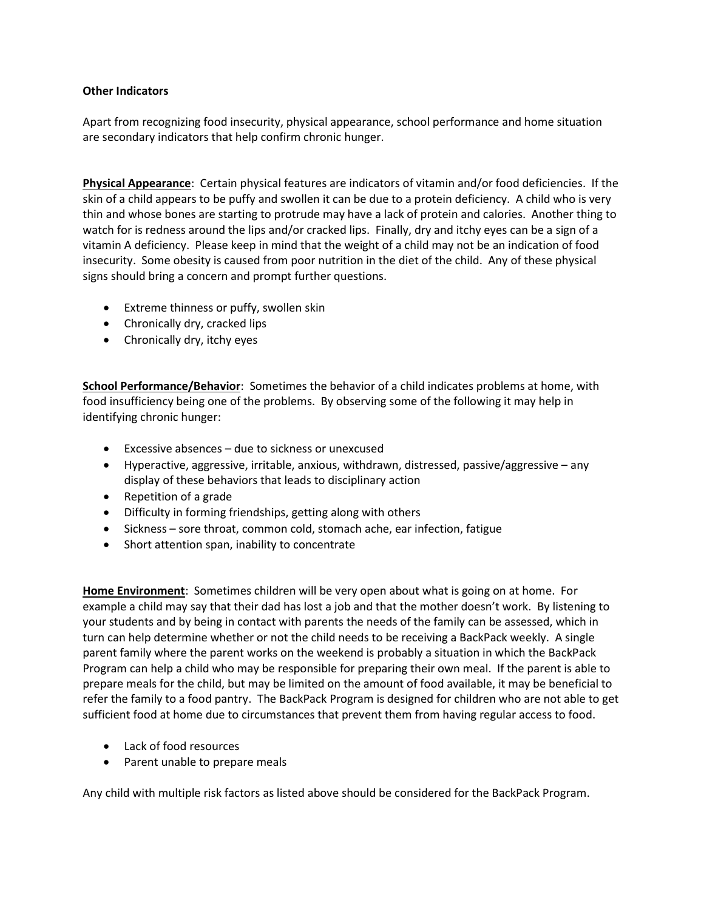**Other Indicators**

Apart from recognizing food insecurity, physical appearance, school performance and home situation are secondary indicators that help confirm chronic hunger.

**Physical Appearance**: Certain physical features are indicators of vitamin and/or food deficiencies. If the skin of a child appears to be puffy and swollen it can be due to a protein deficiency. A child who is very thin and whose bones are starting to protrude may have a lack of protein and calories. Another thing to watch for is redness around the lips and/or cracked lips. Finally, dry and itchy eyes can be a sign of a vitamin A deficiency. Please keep in mind that the weight of a child may not be an indication of food insecurity. Some obesity is caused from poor nutrition in the diet of the child. Any of these physical signs should bring a concern and prompt further questions.

- Extreme thinness or puffy, swollen skin
- Chronically dry, cracked lips
- Chronically dry, itchy eyes

**School Performance/Behavior**: Sometimes the behavior of a child indicates problems at home, with food insufficiency being one of the problems. By observing some of the following it may help in identifying chronic hunger:

- Excessive absences – due to sickness or unexcused
- Hyperactive, aggressive, irritable, anxious, withdrawn, distressed, passive/aggressive – any display of these behaviors that leads to disciplinary action
- Repetition of a grade
- Difficulty in forming friendships, getting along with others
- Sickness – sore throat, common cold, stomach ache, ear infection, fatigue
- Short attention span, inability to concentrate

**Home Environment**: Sometimes children will be very open about what is going on at home. For example a child may say that their dad has lost a job and that the mother doesn't work. By listening to your students and by being in contact with parents the needs of the family can be assessed, which in turn can help determine whether or not the child needs to be receiving a BackPack weekly. A single parent family where the parent works on the weekend is probably a situation in which the BackPack Program can help a child who may be responsible for preparing their own meal. If the parent is able to prepare meals for the child, but may be limited on the amount of food available, it may be beneficial to refer the family to a food pantry. The BackPack Program is designed for children who are not able to get sufficient food at home due to circumstances that prevent them from having regular access to food.

- Lack of food resources
- Parent unable to prepare meals

Any child with multiple risk factors as listed above should be considered for the BackPack Program.